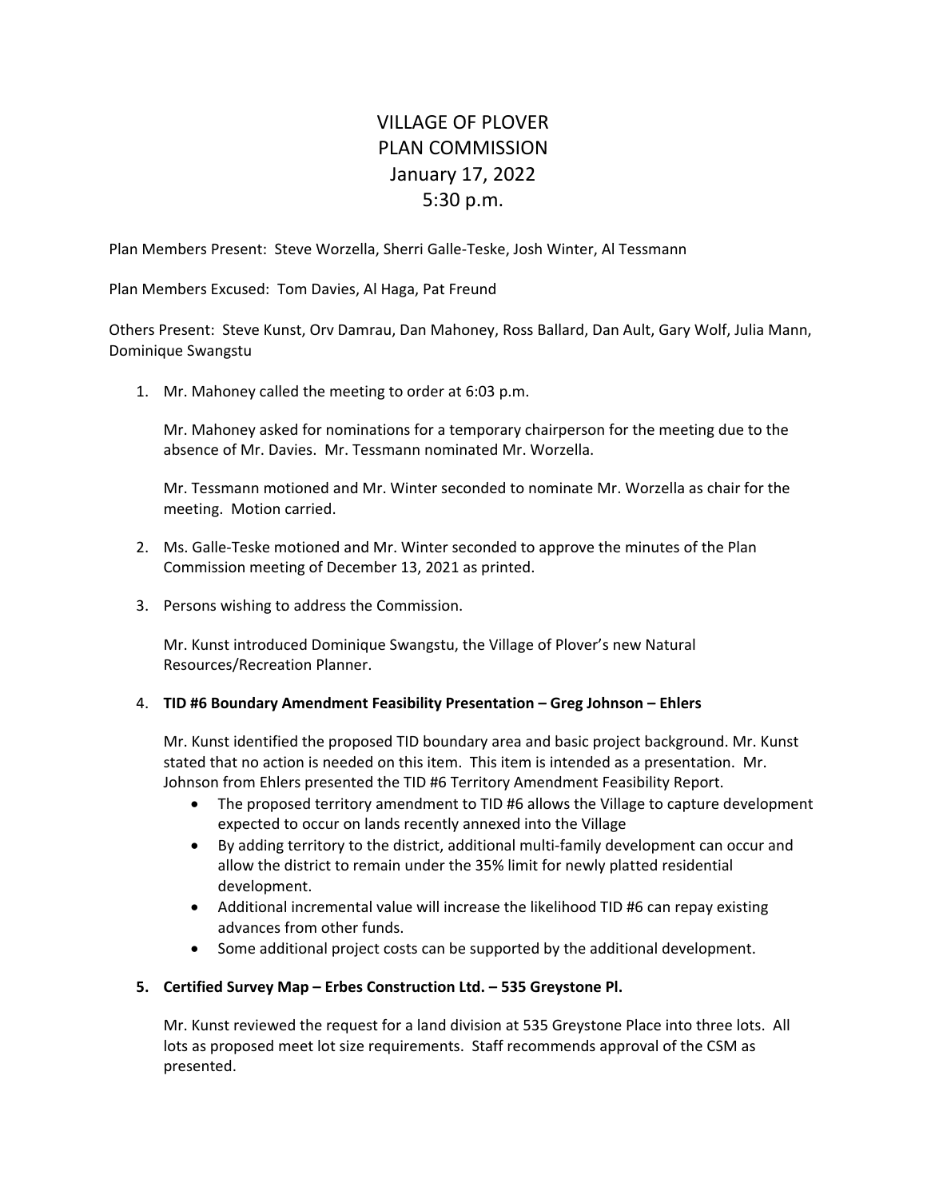# VILLAGE OF PLOVER
# PLAN COMMISSION
# January 17, 2022
# 5:30 p.m.

Plan Members Present: Steve Worzella, Sherri Galle-Teske, Josh Winter, Al Tessmann

Plan Members Excused: Tom Davies, Al Haga, Pat Freund

Others Present: Steve Kunst, Orv Damrau, Dan Mahoney, Ross Ballard, Dan Ault, Gary Wolf, Julia Mann, Dominique Swangstu

1. Mr. Mahoney called the meeting to order at 6:03 p.m.

   Mr. Mahoney asked for nominations for a temporary chairperson for the meeting due to the absence of Mr. Davies. Mr. Tessmann nominated Mr. Worzella.

   Mr. Tessmann motioned and Mr. Winter seconded to nominate Mr. Worzella as chair for the meeting. Motion carried.

2. Ms. Galle-Teske motioned and Mr. Winter seconded to approve the minutes of the Plan Commission meeting of December 13, 2021 as printed.

3. Persons wishing to address the Commission.

   Mr. Kunst introduced Dominique Swangstu, the Village of Plover's new Natural Resources/Recreation Planner.

4. **TID #6 Boundary Amendment Feasibility Presentation – Greg Johnson – Ehlers**

   Mr. Kunst identified the proposed TID boundary area and basic project background. Mr. Kunst stated that no action is needed on this item. This item is intended as a presentation. Mr. Johnson from Ehlers presented the TID #6 Territory Amendment Feasibility Report.
   - The proposed territory amendment to TID #6 allows the Village to capture development expected to occur on lands recently annexed into the Village
   - By adding territory to the district, additional multi-family development can occur and allow the district to remain under the 35% limit for newly platted residential development.
   - Additional incremental value will increase the likelihood TID #6 can repay existing advances from other funds.
   - Some additional project costs can be supported by the additional development.

5. **Certified Survey Map – Erbes Construction Ltd. – 535 Greystone Pl.**

   Mr. Kunst reviewed the request for a land division at 535 Greystone Place into three lots. All lots as proposed meet lot size requirements. Staff recommends approval of the CSM as presented.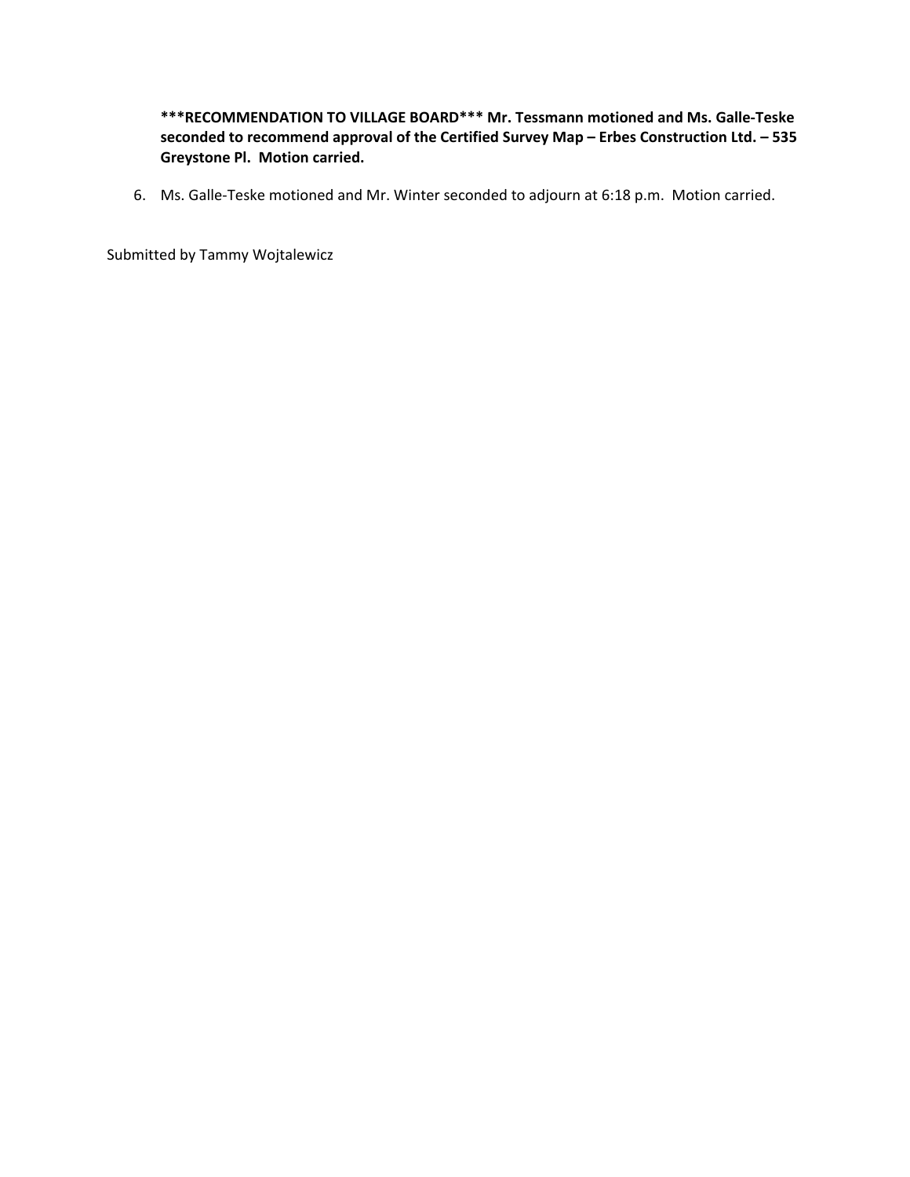**\*\*\*RECOMMENDATION TO VILLAGE BOARD\*\*\* Mr. Tessmann motioned and Ms. Galle-Teske seconded to recommend approval of the Certified Survey Map – Erbes Construction Ltd. – 535 Greystone Pl. Motion carried.**

6. Ms. Galle-Teske motioned and Mr. Winter seconded to adjourn at 6:18 p.m. Motion carried.

Submitted by Tammy Wojtalewicz